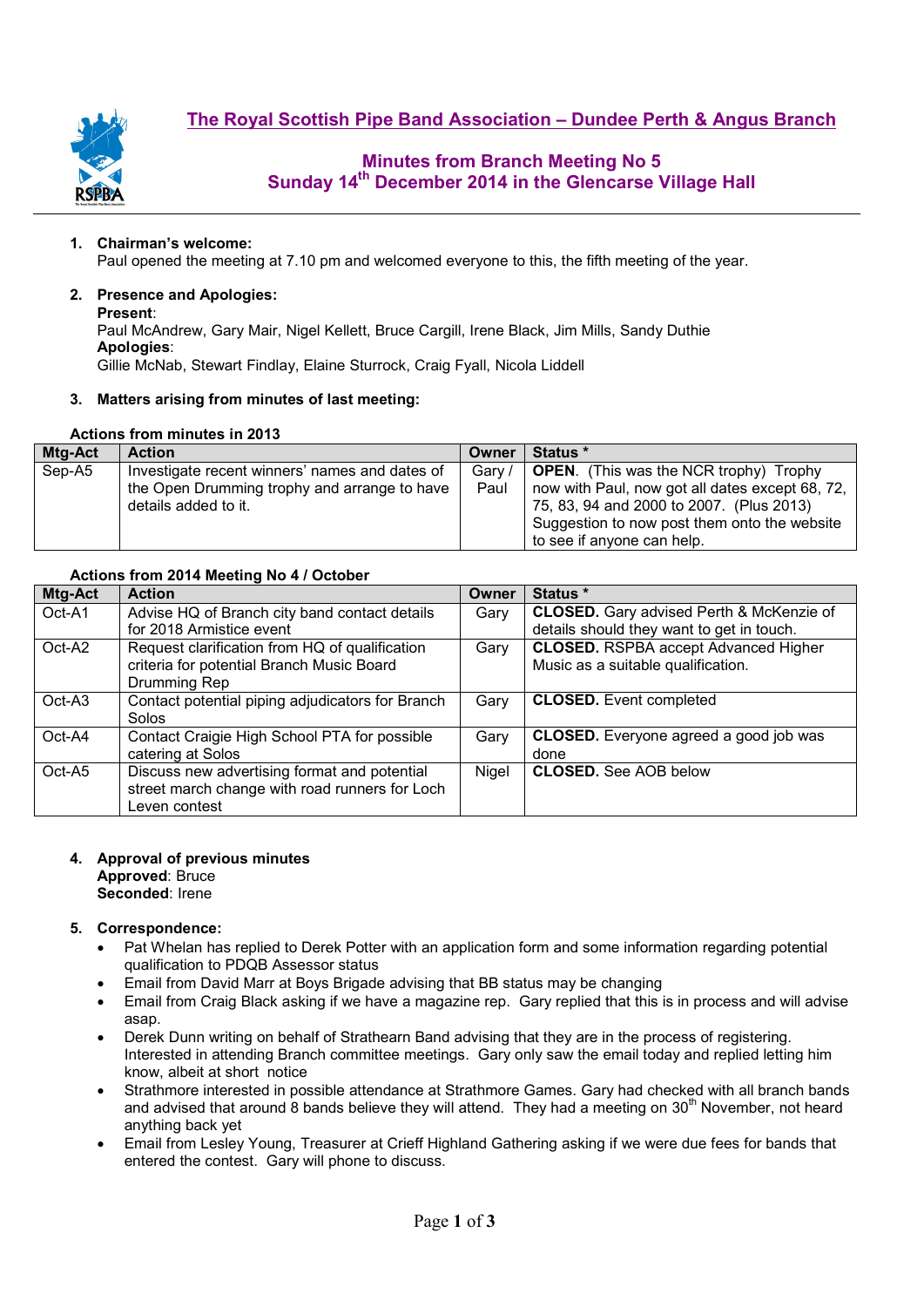# The Royal Scottish Pipe Band Association – Dundee Perth & Angus Branch

## Minutes from Branch Meeting No 5
## Sunday 14th December 2014 in the Glencarse Village Hall

1. **Chairman's welcome:**
   Paul opened the meeting at 7.10 pm and welcomed everyone to this, the fifth meeting of the year.

2. **Presence and Apologies:**
   **Present**:
   Paul McAndrew, Gary Mair, Nigel Kellett, Bruce Cargill, Irene Black, Jim Mills, Sandy Duthie
   **Apologies**:
   Gillie McNab, Stewart Findlay, Elaine Sturrock, Craig Fyall, Nicola Liddell

3. **Matters arising from minutes of last meeting:**

**Actions from minutes in 2013**

| Mtg-Act | Action | Owner | Status * |
|---|---|---|---|
| Sep-A5 | Investigate recent winners' names and dates of the Open Drumming trophy and arrange to have details added to it. | Gary / Paul | **OPEN**. (This was the NCR trophy) Trophy now with Paul, now got all dates except 68, 72, 75, 83, 94 and 2000 to 2007. (Plus 2013) Suggestion to now post them onto the website to see if anyone can help. |

**Actions from 2014 Meeting No 4 / October**

| Mtg-Act | Action | Owner | Status * |
|---|---|---|---|
| Oct-A1 | Advise HQ of Branch city band contact details for 2018 Armistice event | Gary | **CLOSED.** Gary advised Perth & McKenzie of details should they want to get in touch. |
| Oct-A2 | Request clarification from HQ of qualification criteria for potential Branch Music Board Drumming Rep | Gary | **CLOSED.** RSPBA accept Advanced Higher Music as a suitable qualification. |
| Oct-A3 | Contact potential piping adjudicators for Branch Solos | Gary | **CLOSED.** Event completed |
| Oct-A4 | Contact Craigie High School PTA for possible catering at Solos | Gary | **CLOSED.** Everyone agreed a good job was done |
| Oct-A5 | Discuss new advertising format and potential street march change with road runners for Loch Leven contest | Nigel | **CLOSED.** See AOB below |

4. **Approval of previous minutes**
   **Approved**: Bruce
   **Seconded**: Irene

5. **Correspondence:**
   - Pat Whelan has replied to Derek Potter with an application form and some information regarding potential qualification to PDQB Assessor status
   - Email from David Marr at Boys Brigade advising that BB status may be changing
   - Email from Craig Black asking if we have a magazine rep. Gary replied that this is in process and will advise asap.
   - Derek Dunn writing on behalf of Strathearn Band advising that they are in the process of registering. Interested in attending Branch committee meetings. Gary only saw the email today and replied letting him know, albeit at short notice
   - Strathmore interested in possible attendance at Strathmore Games. Gary had checked with all branch bands and advised that around 8 bands believe they will attend. They had a meeting on 30th November, not heard anything back yet
   - Email from Lesley Young, Treasurer at Crieff Highland Gathering asking if we were due fees for bands that entered the contest. Gary will phone to discuss.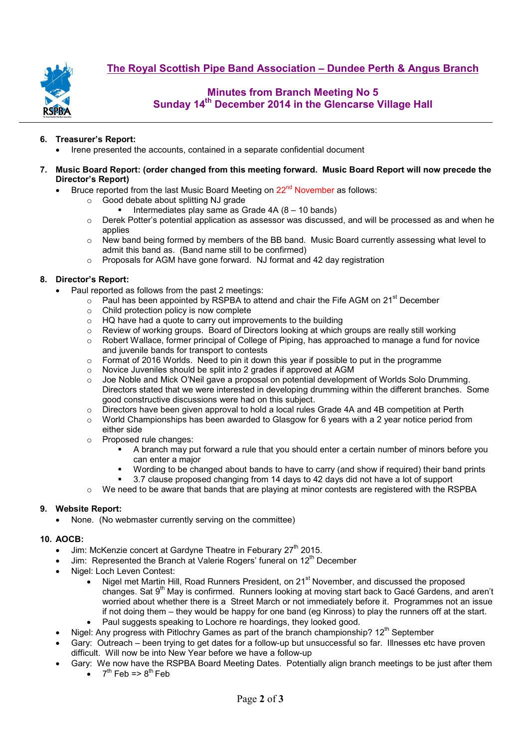# The Royal Scottish Pipe Band Association – Dundee Perth & Angus Branch

## Minutes from Branch Meeting No 5
## Sunday 14th December 2014 in the Glencarse Village Hall

6. **Treasurer's Report:**
   - Irene presented the accounts, contained in a separate confidential document

7. **Music Board Report: (order changed from this meeting forward. Music Board Report will now precede the Director's Report)**
   - Bruce reported from the last Music Board Meeting on 22nd November as follows:
     - Good debate about splitting NJ grade
       - Intermediates play same as Grade 4A (8 – 10 bands)
     - Derek Potter's potential application as assessor was discussed, and will be processed as and when he applies
     - New band being formed by members of the BB band. Music Board currently assessing what level to admit this band as. (Band name still to be confirmed)
     - Proposals for AGM have gone forward. NJ format and 42 day registration

8. **Director's Report:**
   - Paul reported as follows from the past 2 meetings:
     - Paul has been appointed by RSPBA to attend and chair the Fife AGM on 21st December
     - Child protection policy is now complete
     - HQ have had a quote to carry out improvements to the building
     - Review of working groups. Board of Directors looking at which groups are really still working
     - Robert Wallace, former principal of College of Piping, has approached to manage a fund for novice and juvenile bands for transport to contests
     - Format of 2016 Worlds. Need to pin it down this year if possible to put in the programme
     - Novice Juveniles should be split into 2 grades if approved at AGM
     - Joe Noble and Mick O'Neil gave a proposal on potential development of Worlds Solo Drumming. Directors stated that we were interested in developing drumming within the different branches. Some good constructive discussions were had on this subject.
     - Directors have been given approval to hold a local rules Grade 4A and 4B competition at Perth
     - World Championships has been awarded to Glasgow for 6 years with a 2 year notice period from either side
     - Proposed rule changes:
       - A branch may put forward a rule that you should enter a certain number of minors before you can enter a major
       - Wording to be changed about bands to have to carry (and show if required) their band prints
       - 3.7 clause proposed changing from 14 days to 42 days did not have a lot of support
     - We need to be aware that bands that are playing at minor contests are registered with the RSPBA

9. **Website Report:**
   - None. (No webmaster currently serving on the committee)

10. **AOCB:**
    - Jim: McKenzie concert at Gardyne Theatre in Feburary 27th 2015.
    - Jim: Represented the Branch at Valerie Rogers' funeral on 12th December
    - Nigel: Loch Leven Contest:
      - Nigel met Martin Hill, Road Runners President, on 21st November, and discussed the proposed changes. Sat 9th May is confirmed. Runners looking at moving start back to Gacé Gardens, and aren't worried about whether there is a Street March or not immediately before it. Programmes not an issue if not doing them – they would be happy for one band (eg Kinross) to play the runners off at the start.
      - Paul suggests speaking to Lochore re hoardings, they looked good.
    - Nigel: Any progress with Pitlochry Games as part of the branch championship? 12th September
    - Gary: Outreach – been trying to get dates for a follow-up but unsuccessful so far. Illnesses etc have proven difficult. Will now be into New Year before we have a follow-up
    - Gary: We now have the RSPBA Board Meeting Dates. Potentially align branch meetings to be just after them
      - 7th Feb => 8th Feb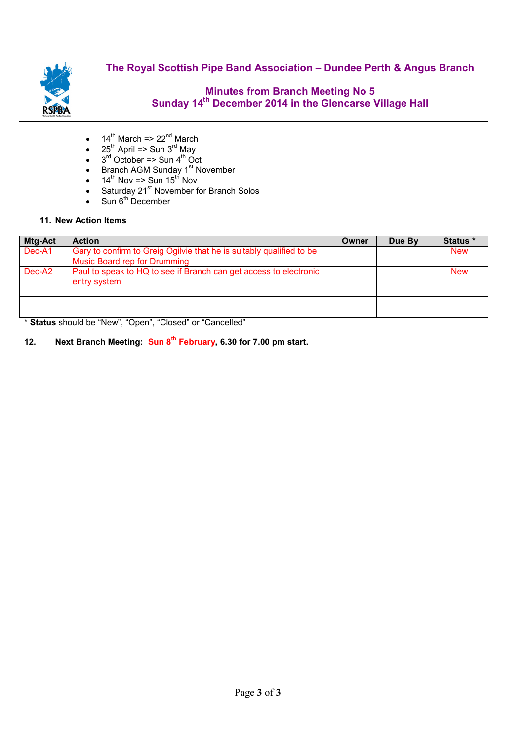## The Royal Scottish Pipe Band Association – Dundee Perth & Angus Branch

### Minutes from Branch Meeting No 5
### Sunday 14th December 2014 in the Glencarse Village Hall

- 14th March => 22nd March
- 25th April => Sun 3rd May
- 3rd October => Sun 4th Oct
- Branch AGM Sunday 1st November
- 14th Nov => Sun 15th Nov
- Saturday 21st November for Branch Solos
- Sun 6th December

**11. New Action Items**

| Mtg-Act | Action | Owner | Due By | Status * |
|---|---|---|---|---|
| Dec-A1 | Gary to confirm to Greig Ogilvie that he is suitably qualified to be Music Board rep for Drumming | | | New |
| Dec-A2 | Paul to speak to HQ to see if Branch can get access to electronic entry system | | | New |
| | | | | |
| | | | | |
| | | | | |

* **Status** should be "New", "Open", "Closed" or "Cancelled"

**12. Next Branch Meeting: Sun 8th February, 6.30 for 7.00 pm start.**